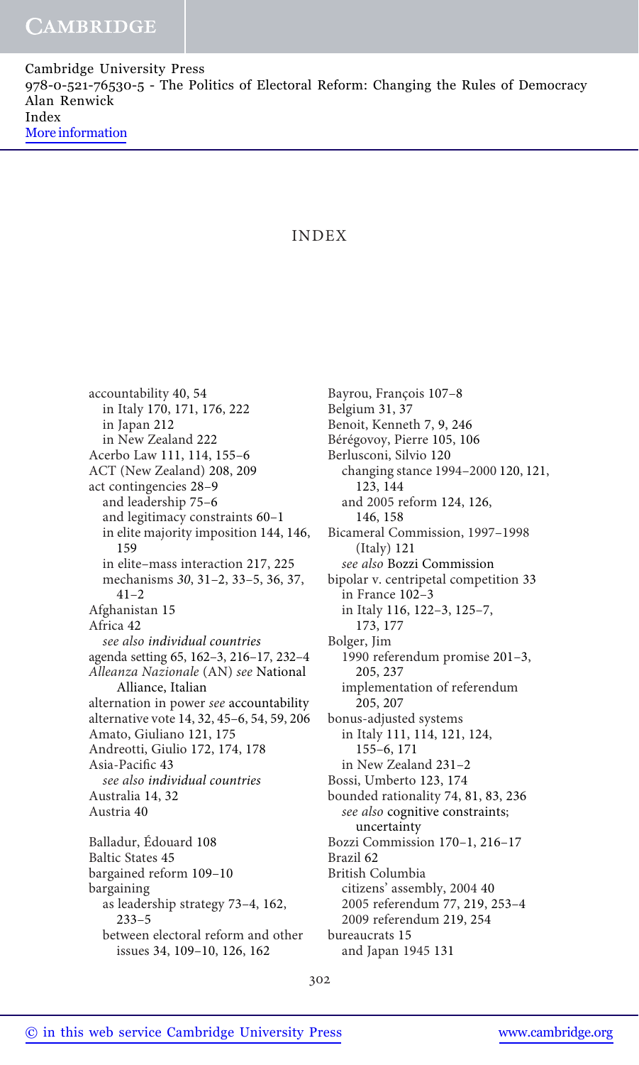# INDEX

accountability 40, 54
  in Italy 170, 171, 176, 222
  in Japan 212
  in New Zealand 222
Acerbo Law 111, 114, 155–6
ACT (New Zealand) 208, 209
act contingencies 28–9
  and leadership 75–6
  and legitimacy constraints 60–1
  in elite majority imposition 144, 146, 159
  in elite–mass interaction 217, 225
  mechanisms *30*, 31–2, 33–5, 36, 37, 41–2
Afghanistan 15
Africa 42
  *see also individual countries*
agenda setting 65, 162–3, 216–17, 232–4
*Alleanza Nazionale* (AN) *see* National Alliance, Italian
alternation in power *see* accountability
alternative vote 14, 32, 45–6, 54, 59, 206
Amato, Giuliano 121, 175
Andreotti, Giulio 172, 174, 178
Asia-Pacific 43
  *see also individual countries*
Australia 14, 32
Austria 40

Balladur, Édouard 108
Baltic States 45
bargained reform 109–10
bargaining
  as leadership strategy 73–4, 162, 233–5
  between electoral reform and other issues 34, 109–10, 126, 162
Bayrou, François 107–8
Belgium 31, 37
Benoit, Kenneth 7, 9, 246
Bérégovoy, Pierre 105, 106
Berlusconi, Silvio 120
  changing stance 1994–2000 120, 121, 123, 144
  and 2005 reform 124, 126, 146, 158
Bicameral Commission, 1997–1998 (Italy) 121
  *see also* Bozzi Commission
bipolar v. centripetal competition 33
  in France 102–3
  in Italy 116, 122–3, 125–7, 173, 177
Bolger, Jim
  1990 referendum promise 201–3, 205, 237
  implementation of referendum 205, 207
bonus-adjusted systems
  in Italy 111, 114, 121, 124, 155–6, 171
  in New Zealand 231–2
Bossi, Umberto 123, 174
bounded rationality 74, 81, 83, 236
  *see also* cognitive constraints; uncertainty
Bozzi Commission 170–1, 216–17
Brazil 62
British Columbia
  citizens' assembly, 2004 40
  2005 referendum 77, 219, 253–4
  2009 referendum 219, 254
bureaucrats 15
  and Japan 1945 131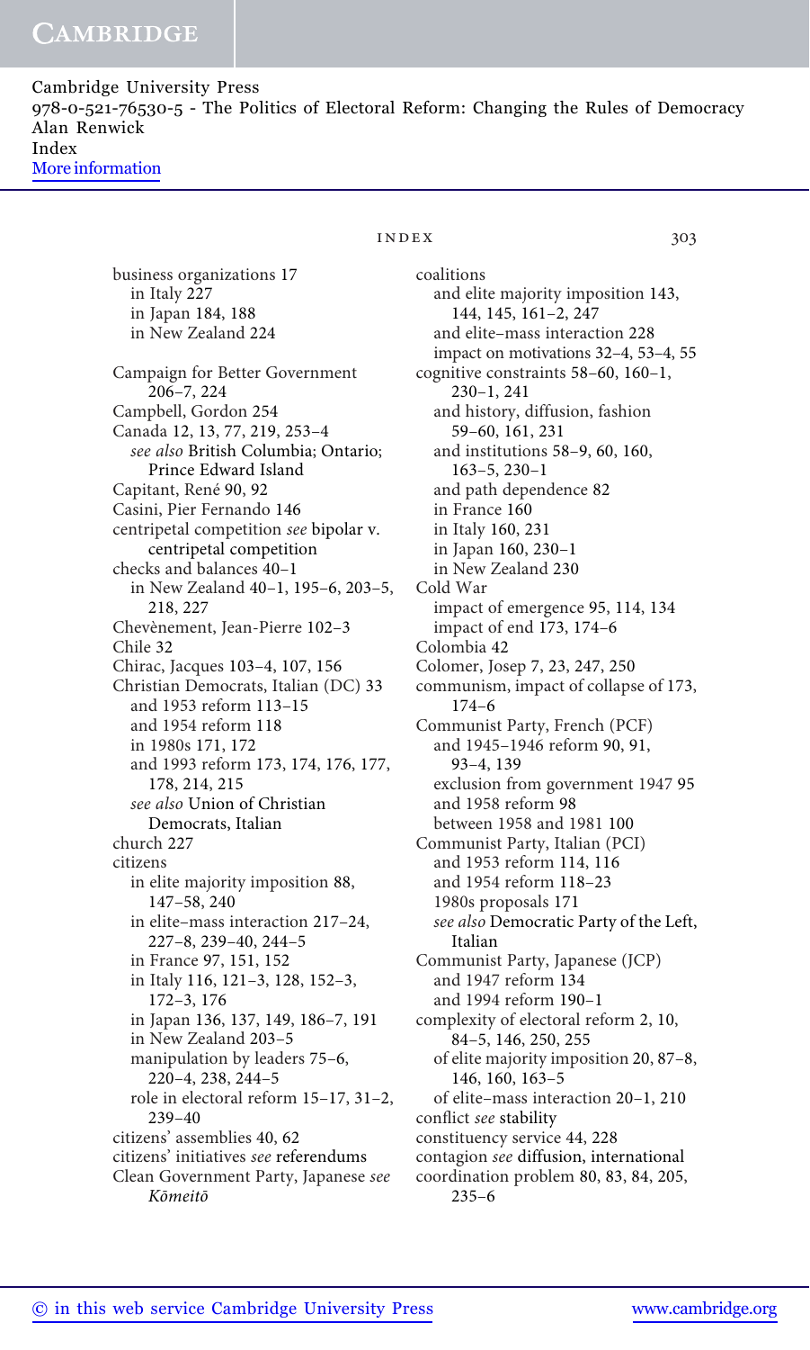business organizations 17
  in Italy 227
  in Japan 184, 188
  in New Zealand 224

Campaign for Better Government 206–7, 224
Campbell, Gordon 254
Canada 12, 13, 77, 219, 253–4
  *see also* British Columbia; Ontario; Prince Edward Island
Capitant, René 90, 92
Casini, Pier Fernando 146
centripetal competition *see* bipolar v. centripetal competition
checks and balances 40–1
  in New Zealand 40–1, 195–6, 203–5, 218, 227
Chevènement, Jean-Pierre 102–3
Chile 32
Chirac, Jacques 103–4, 107, 156
Christian Democrats, Italian (DC) 33
  and 1953 reform 113–15
  and 1954 reform 118
  in 1980s 171, 172
  and 1993 reform 173, 174, 176, 177, 178, 214, 215
  *see also* Union of Christian Democrats, Italian
church 227
citizens
  in elite majority imposition 88, 147–58, 240
  in elite–mass interaction 217–24, 227–8, 239–40, 244–5
  in France 97, 151, 152
  in Italy 116, 121–3, 128, 152–3, 172–3, 176
  in Japan 136, 137, 149, 186–7, 191
  in New Zealand 203–5
  manipulation by leaders 75–6, 220–4, 238, 244–5
  role in electoral reform 15–17, 31–2, 239–40
citizens' assemblies 40, 62
citizens' initiatives *see* referendums
Clean Government Party, Japanese *see* *Kōmeitō*
coalitions
  and elite majority imposition 143, 144, 145, 161–2, 247
  and elite–mass interaction 228
  impact on motivations 32–4, 53–4, 55
cognitive constraints 58–60, 160–1, 230–1, 241
  and history, diffusion, fashion 59–60, 161, 231
  and institutions 58–9, 60, 160, 163–5, 230–1
  and path dependence 82
  in France 160
  in Italy 160, 231
  in Japan 160, 230–1
  in New Zealand 230
Cold War
  impact of emergence 95, 114, 134
  impact of end 173, 174–6
Colombia 42
Colomer, Josep 7, 23, 247, 250
communism, impact of collapse of 173, 174–6
Communist Party, French (PCF)
  and 1945–1946 reform 90, 91, 93–4, 139
  exclusion from government 1947 95
  and 1958 reform 98
  between 1958 and 1981 100
Communist Party, Italian (PCI)
  and 1953 reform 114, 116
  and 1954 reform 118–23
  1980s proposals 171
  *see also* Democratic Party of the Left, Italian
Communist Party, Japanese (JCP)
  and 1947 reform 134
  and 1994 reform 190–1
complexity of electoral reform 2, 10, 84–5, 146, 250, 255
  of elite majority imposition 20, 87–8, 146, 160, 163–5
  of elite–mass interaction 20–1, 210
conflict *see* stability
constituency service 44, 228
contagion *see* diffusion, international
coordination problem 80, 83, 84, 205, 235–6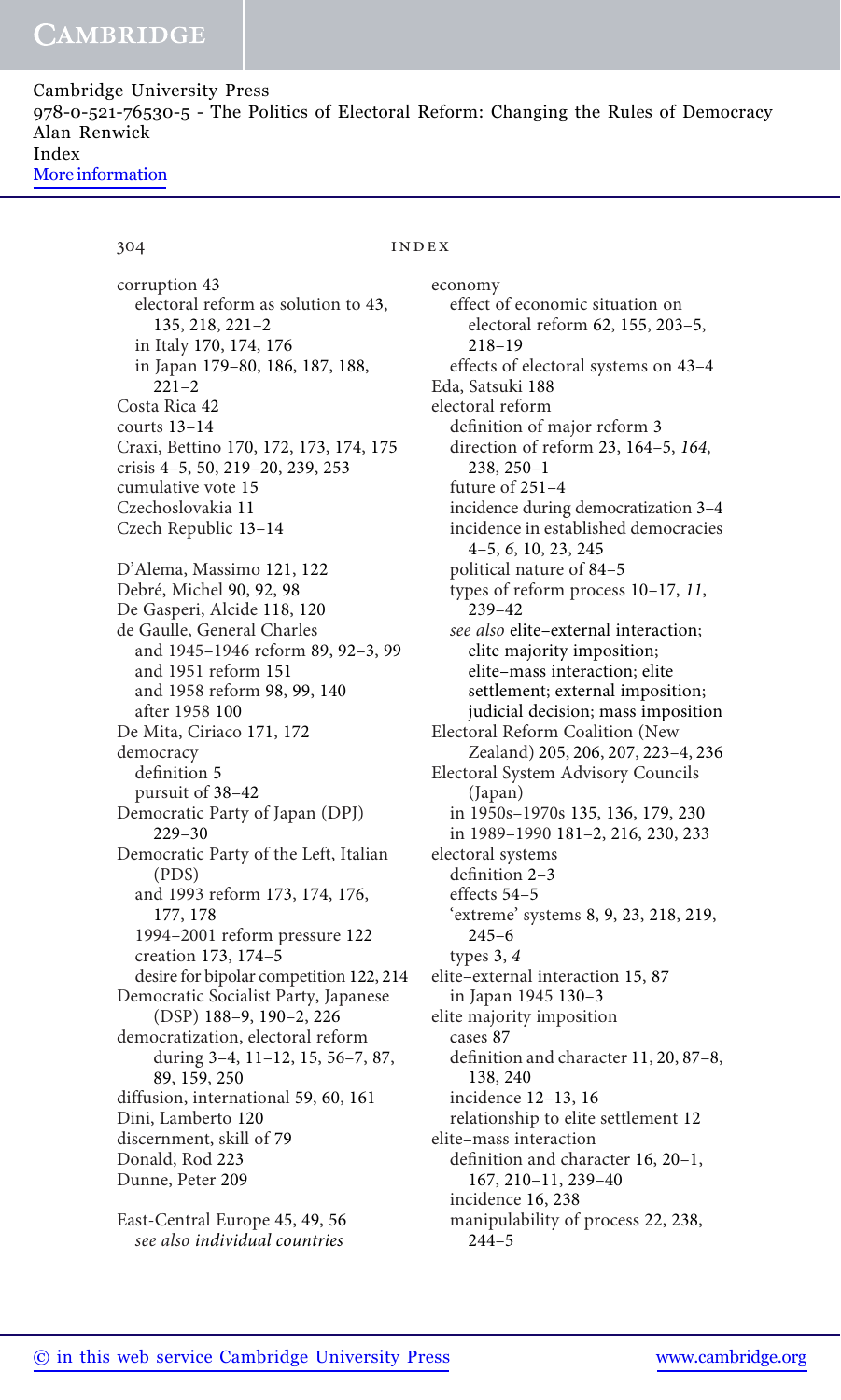corruption 43
  electoral reform as solution to 43, 135, 218, 221–2
  in Italy 170, 174, 176
  in Japan 179–80, 186, 187, 188, 221–2
Costa Rica 42
courts 13–14
Craxi, Bettino 170, 172, 173, 174, 175
crisis 4–5, 50, 219–20, 239, 253
cumulative vote 15
Czechoslovakia 11
Czech Republic 13–14

D'Alema, Massimo 121, 122
Debré, Michel 90, 92, 98
De Gasperi, Alcide 118, 120
de Gaulle, General Charles
  and 1945–1946 reform 89, 92–3, 99
  and 1951 reform 151
  and 1958 reform 98, 99, 140
  after 1958 100
De Mita, Ciriaco 171, 172
democracy
  definition 5
  pursuit of 38–42
Democratic Party of Japan (DPJ) 229–30
Democratic Party of the Left, Italian (PDS)
  and 1993 reform 173, 174, 176, 177, 178
  1994–2001 reform pressure 122
  creation 173, 174–5
  desire for bipolar competition 122, 214
Democratic Socialist Party, Japanese (DSP) 188–9, 190–2, 226
democratization, electoral reform during 3–4, 11–12, 15, 56–7, 87, 89, 159, 250
diffusion, international 59, 60, 161
Dini, Lamberto 120
discernment, skill of 79
Donald, Rod 223
Dunne, Peter 209

East-Central Europe 45, 49, 56
  *see also individual countries*
economy
  effect of economic situation on electoral reform 62, 155, 203–5, 218–19
  effects of electoral systems on 43–4
Eda, Satsuki 188
electoral reform
  definition of major reform 3
  direction of reform 23, 164–5, *164*, 238, 250–1
  future of 251–4
  incidence during democratization 3–4
  incidence in established democracies 4–5, *6*, 10, 23, 245
  political nature of 84–5
  types of reform process 10–17, *11*, 239–42
  *see also* elite–external interaction; elite majority imposition; elite–mass interaction; elite settlement; external imposition; judicial decision; mass imposition
Electoral Reform Coalition (New Zealand) 205, 206, 207, 223–4, 236
Electoral System Advisory Councils (Japan)
  in 1950s–1970s 135, 136, 179, 230
  in 1989–1990 181–2, 216, 230, 233
electoral systems
  definition 2–3
  effects 54–5
  'extreme' systems 8, 9, 23, 218, 219, 245–6
  types 3, *4*
elite–external interaction 15, 87
  in Japan 1945 130–3
elite majority imposition
  cases 87
  definition and character 11, 20, 87–8, 138, 240
  incidence 12–13, 16
  relationship to elite settlement 12
elite–mass interaction
  definition and character 16, 20–1, 167, 210–11, 239–40
  incidence 16, 238
  manipulability of process 22, 238, 244–5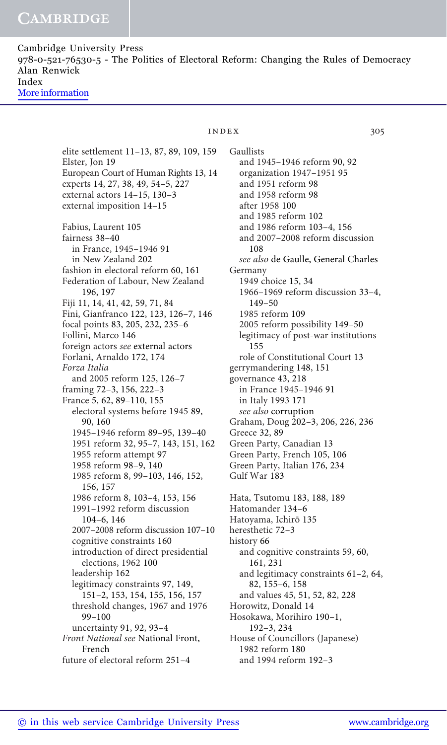elite settlement 11–13, 87, 89, 109, 159
Elster, Jon 19
European Court of Human Rights 13, 14
experts 14, 27, 38, 49, 54–5, 227
external actors 14–15, 130–3
external imposition 14–15

Fabius, Laurent 105
fairness 38–40
  in France, 1945–1946 91
  in New Zealand 202
fashion in electoral reform 60, 161
Federation of Labour, New Zealand 196, 197
Fiji 11, 14, 41, 42, 59, 71, 84
Fini, Gianfranco 122, 123, 126–7, 146
focal points 83, 205, 232, 235–6
Follini, Marco 146
foreign actors *see* external actors
Forlani, Arnaldo 172, 174
*Forza Italia*
  and 2005 reform 125, 126–7
framing 72–3, 156, 222–3
France 5, 62, 89–110, 155
  electoral systems before 1945 89, 90, 160
  1945–1946 reform 89–95, 139–40
  1951 reform 32, 95–7, 143, 151, 162
  1955 reform attempt 97
  1958 reform 98–9, 140
  1985 reform 8, 99–103, 146, 152, 156, 157
  1986 reform 8, 103–4, 153, 156
  1991–1992 reform discussion 104–6, 146
  2007–2008 reform discussion 107–10
  cognitive constraints 160
  introduction of direct presidential elections, 1962 100
  leadership 162
  legitimacy constraints 97, 149, 151–2, 153, 154, 155, 156, 157
  threshold changes, 1967 and 1976 99–100
  uncertainty 91, 92, 93–4
*Front National see* National Front, French
future of electoral reform 251–4

Gaullists
  and 1945–1946 reform 90, 92
  organization 1947–1951 95
  and 1951 reform 98
  and 1958 reform 98
  after 1958 100
  and 1985 reform 102
  and 1986 reform 103–4, 156
  and 2007–2008 reform discussion 108
  *see also* de Gaulle, General Charles
Germany
  1949 choice 15, 34
  1966–1969 reform discussion 33–4, 149–50
  1985 reform 109
  2005 reform possibility 149–50
  legitimacy of post-war institutions 155
  role of Constitutional Court 13
gerrymandering 148, 151
governance 43, 218
  in France 1945–1946 91
  in Italy 1993 171
  *see also* corruption
Graham, Doug 202–3, 206, 226, 236
Greece 32, 89
Green Party, Canadian 13
Green Party, French 105, 106
Green Party, Italian 176, 234
Gulf War 183

Hata, Tsutomu 183, 188, 189
Hatomander 134–6
Hatoyama, Ichirō 135
heresthetic 72–3
history 66
  and cognitive constraints 59, 60, 161, 231
  and legitimacy constraints 61–2, 64, 82, 155–6, 158
  and values 45, 51, 52, 82, 228
Horowitz, Donald 14
Hosokawa, Morihiro 190–1, 192–3, 234
House of Councillors (Japanese)
  1982 reform 180
  and 1994 reform 192–3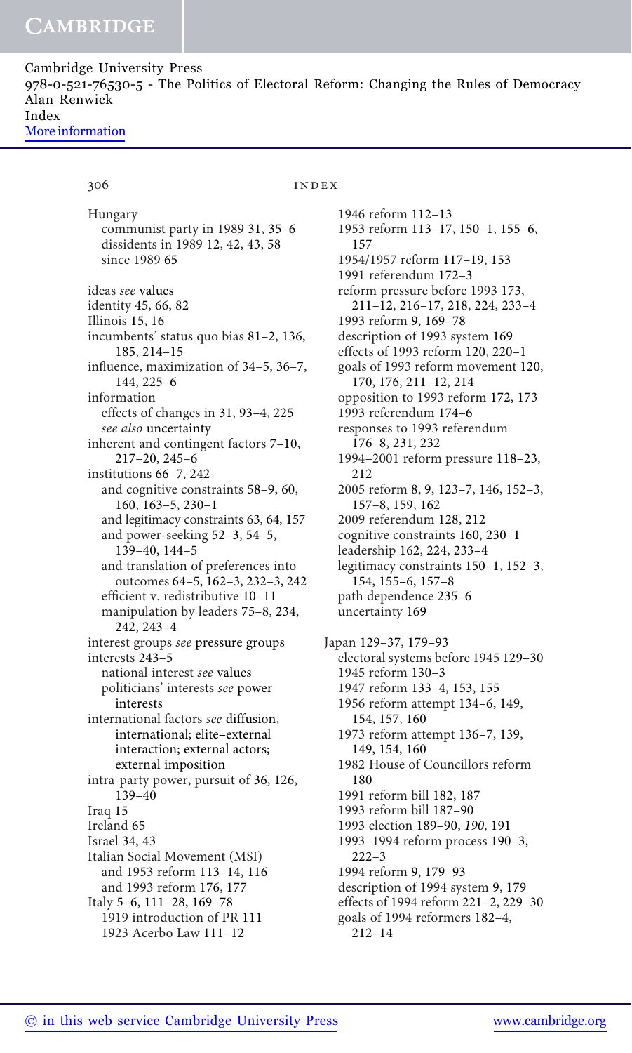Hungary
  communist party in 1989 31, 35–6
  dissidents in 1989 12, 42, 43, 58
  since 1989 65

ideas *see* values
identity 45, 66, 82
Illinois 15, 16
incumbents' status quo bias 81–2, 136, 185, 214–15
influence, maximization of 34–5, 36–7, 144, 225–6
information
  effects of changes in 31, 93–4, 225
  *see also* uncertainty
inherent and contingent factors 7–10, 217–20, 245–6
institutions 66–7, 242
  and cognitive constraints 58–9, 60, 160, 163–5, 230–1
  and legitimacy constraints 63, 64, 157
  and power-seeking 52–3, 54–5, 139–40, 144–5
  and translation of preferences into outcomes 64–5, 162–3, 232–3, 242
  efficient v. redistributive 10–11
  manipulation by leaders 75–8, 234, 242, 243–4
interest groups *see* pressure groups
interests 243–5
  national interest *see* values
  politicians' interests *see* power interests
international factors *see* diffusion, international; elite–external interaction; external actors; external imposition
intra-party power, pursuit of 36, 126, 139–40
Iraq 15
Ireland 65
Israel 34, 43
Italian Social Movement (MSI)
  and 1953 reform 113–14, 116
  and 1993 reform 176, 177
Italy 5–6, 111–28, 169–78
  1919 introduction of PR 111
  1923 Acerbo Law 111–12
  1946 reform 112–13
  1953 reform 113–17, 150–1, 155–6, 157
  1954/1957 reform 117–19, 153
  1991 referendum 172–3
  reform pressure before 1993 173, 211–12, 216–17, 218, 224, 233–4
  1993 reform 9, 169–78
  description of 1993 system 169
  effects of 1993 reform 120, 220–1
  goals of 1993 reform movement 120, 170, 176, 211–12, 214
  opposition to 1993 reform 172, 173
  1993 referendum 174–6
  responses to 1993 referendum 176–8, 231, 232
  1994–2001 reform pressure 118–23, 212
  2005 reform 8, 9, 123–7, 146, 152–3, 157–8, 159, 162
  2009 referendum 128, 212
  cognitive constraints 160, 230–1
  leadership 162, 224, 233–4
  legitimacy constraints 150–1, 152–3, 154, 155–6, 157–8
  path dependence 235–6
  uncertainty 169

Japan 129–37, 179–93
  electoral systems before 1945 129–30
  1945 reform 130–3
  1947 reform 133–4, 153, 155
  1956 reform attempt 134–6, 149, 154, 157, 160
  1973 reform attempt 136–7, 139, 149, 154, 160
  1982 House of Councillors reform 180
  1991 reform bill 182, 187
  1993 reform bill 187–90
  1993 election 189–90, *190*, 191
  1993–1994 reform process 190–3, 222–3
  1994 reform 9, 179–93
  description of 1994 system 9, 179
  effects of 1994 reform 221–2, 229–30
  goals of 1994 reformers 182–4, 212–14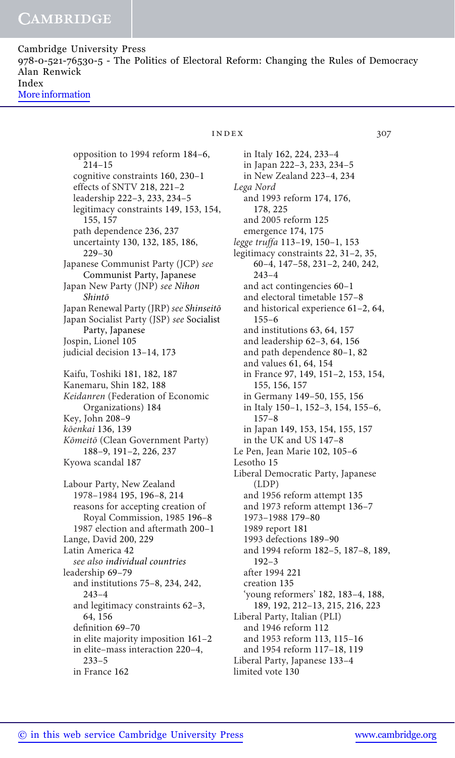opposition to 1994 reform 184–6, 214–15
cognitive constraints 160, 230–1
effects of SNTV 218, 221–2
leadership 222–3, 233, 234–5
legitimacy constraints 149, 153, 154, 155, 157
path dependence 236, 237
uncertainty 130, 132, 185, 186, 229–30

Japanese Communist Party (JCP) *see* Communist Party, Japanese
Japan New Party (JNP) *see* *Nihon Shintō*
Japan Renewal Party (JRP) *see* *Shinseitō*
Japan Socialist Party (JSP) *see* Socialist Party, Japanese
Jospin, Lionel 105
judicial decision 13–14, 173

Kaifu, Toshiki 181, 182, 187
Kanemaru, Shin 182, 188
*Keidanren* (Federation of Economic Organizations) 184
Key, John 208–9
*kōenkai* 136, 139
*Kōmeitō* (Clean Government Party) 188–9, 191–2, 226, 237
Kyowa scandal 187

Labour Party, New Zealand
1978–1984 195, 196–8, 214
reasons for accepting creation of Royal Commission, 1985 196–8
1987 election and aftermath 200–1
Lange, David 200, 229
Latin America 42
*see also individual countries*
leadership 69–79
and institutions 75–8, 234, 242, 243–4
and legitimacy constraints 62–3, 64, 156
definition 69–70
in elite majority imposition 161–2
in elite–mass interaction 220–4, 233–5
in France 162
in Italy 162, 224, 233–4
in Japan 222–3, 233, 234–5
in New Zealand 223–4, 234

*Lega Nord*
and 1993 reform 174, 176, 178, 225
and 2005 reform 125
emergence 174, 175

*legge truffa* 113–19, 150–1, 153
legitimacy constraints 22, 31–2, 35, 60–4, 147–58, 231–2, 240, 242, 243–4
and act contingencies 60–1
and electoral timetable 157–8
and historical experience 61–2, 64, 155–6
and institutions 63, 64, 157
and leadership 62–3, 64, 156
and path dependence 80–1, 82
and values 61, 64, 154
in France 97, 149, 151–2, 153, 154, 155, 156, 157
in Germany 149–50, 155, 156
in Italy 150–1, 152–3, 154, 155–6, 157–8
in Japan 149, 153, 154, 155, 157
in the UK and US 147–8
Le Pen, Jean Marie 102, 105–6
Lesotho 15
Liberal Democratic Party, Japanese (LDP)
and 1956 reform attempt 135
and 1973 reform attempt 136–7
1973–1988 179–80
1989 report 181
1993 defections 189–90
and 1994 reform 182–5, 187–8, 189, 192–3
after 1994 221
creation 135
'young reformers' 182, 183–4, 188, 189, 192, 212–13, 215, 216, 223
Liberal Party, Italian (PLI)
and 1946 reform 112
and 1953 reform 113, 115–16
and 1954 reform 117–18, 119
Liberal Party, Japanese 133–4
limited vote 130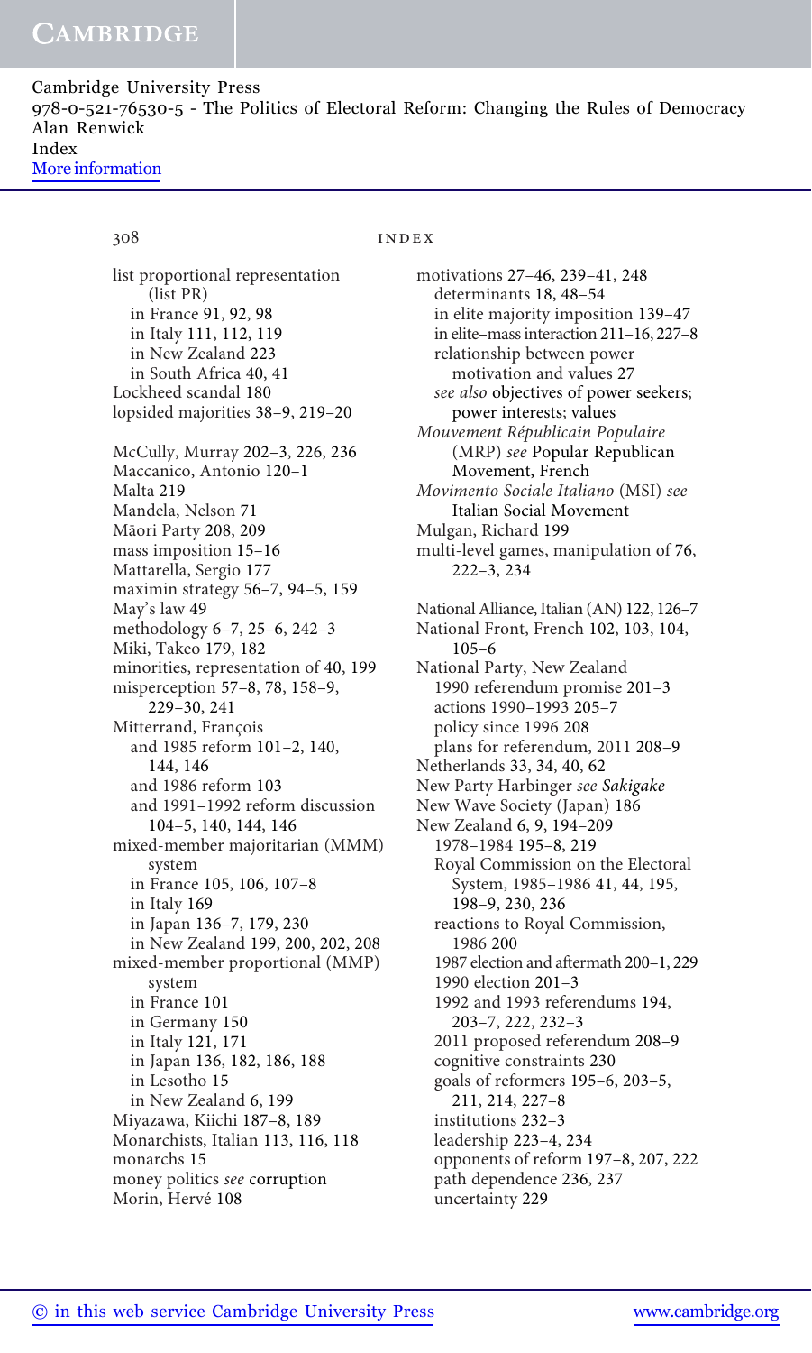list proportional representation (list PR)
- in France 91, 92, 98
- in Italy 111, 112, 119
- in New Zealand 223
- in South Africa 40, 41

Lockheed scandal 180
lopsided majorities 38–9, 219–20

McCully, Murray 202–3, 226, 236
Maccanico, Antonio 120–1
Malta 219
Mandela, Nelson 71
Māori Party 208, 209
mass imposition 15–16
Mattarella, Sergio 177
maximin strategy 56–7, 94–5, 159
May's law 49
methodology 6–7, 25–6, 242–3
Miki, Takeo 179, 182
minorities, representation of 40, 199
misperception 57–8, 78, 158–9, 229–30, 241
Mitterrand, François
- and 1985 reform 101–2, 140, 144, 146
- and 1986 reform 103
- and 1991–1992 reform discussion 104–5, 140, 144, 146

mixed-member majoritarian (MMM) system
- in France 105, 106, 107–8
- in Italy 169
- in Japan 136–7, 179, 230
- in New Zealand 199, 200, 202, 208

mixed-member proportional (MMP) system
- in France 101
- in Germany 150
- in Italy 121, 171
- in Japan 136, 182, 186, 188
- in Lesotho 15
- in New Zealand 6, 199

Miyazawa, Kiichi 187–8, 189
Monarchists, Italian 113, 116, 118
monarchs 15
money politics *see* corruption
Morin, Hervé 108
motivations 27–46, 239–41, 248
- determinants 18, 48–54
- in elite majority imposition 139–47
- in elite–mass interaction 211–16, 227–8
- relationship between power motivation and values 27
- *see also* objectives of power seekers; power interests; values

*Mouvement Républicain Populaire* (MRP) *see* Popular Republican Movement, French
*Movimento Sociale Italiano* (MSI) *see* Italian Social Movement
Mulgan, Richard 199
multi-level games, manipulation of 76, 222–3, 234

National Alliance, Italian (AN) 122, 126–7
National Front, French 102, 103, 104, 105–6
National Party, New Zealand
- 1990 referendum promise 201–3
- actions 1990–1993 205–7
- policy since 1996 208
- plans for referendum, 2011 208–9

Netherlands 33, 34, 40, 62
New Party Harbinger *see Sakigake*
New Wave Society (Japan) 186
New Zealand 6, 9, 194–209
- 1978–1984 195–8, 219
- Royal Commission on the Electoral System, 1985–1986 41, 44, 195, 198–9, 230, 236
- reactions to Royal Commission, 1986 200
- 1987 election and aftermath 200–1, 229
- 1990 election 201–3
- 1992 and 1993 referendums 194, 203–7, 222, 232–3
- 2011 proposed referendum 208–9
- cognitive constraints 230
- goals of reformers 195–6, 203–5, 211, 214, 227–8
- institutions 232–3
- leadership 223–4, 234
- opponents of reform 197–8, 207, 222
- path dependence 236, 237
- uncertainty 229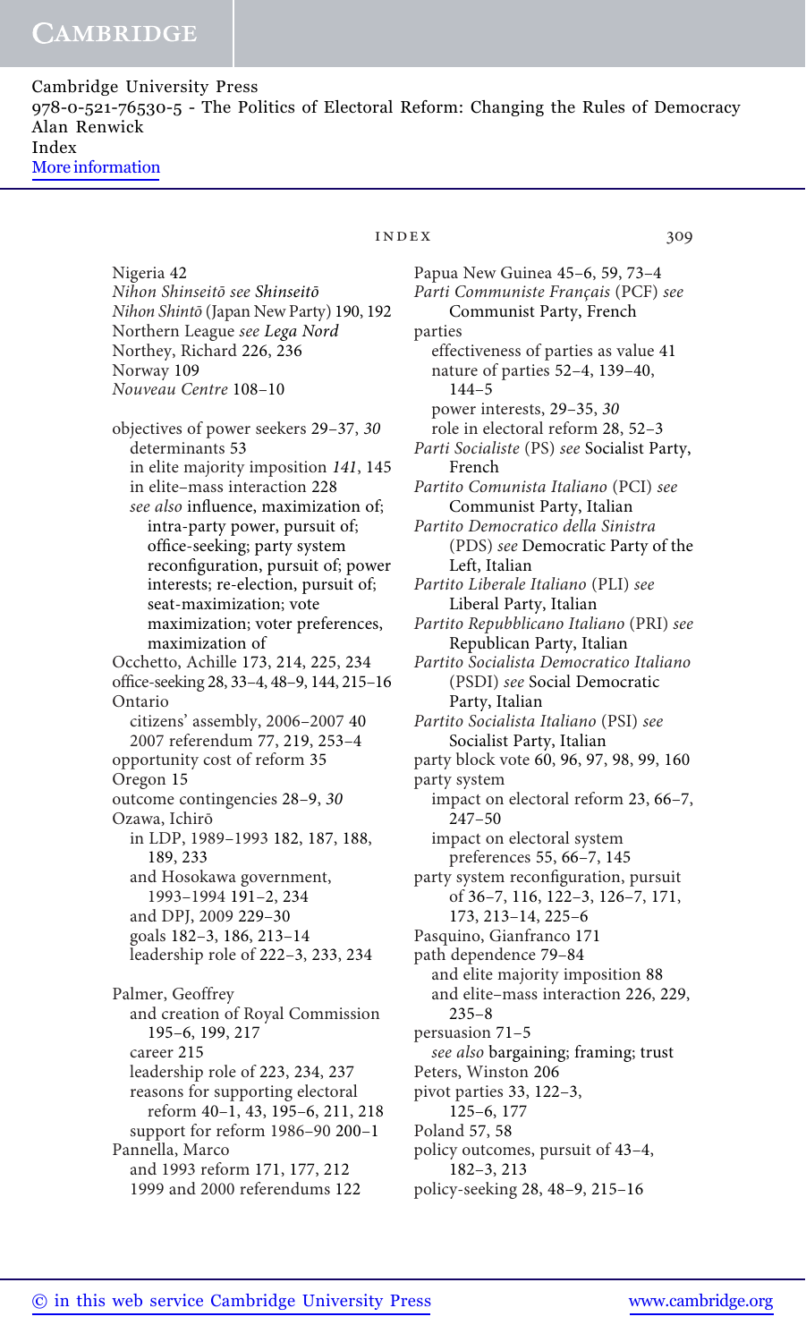Nigeria 42
*Nihon Shinseitō* see *Shinseitō*
*Nihon Shintō* (Japan New Party) 190, 192
Northern League *see Lega Nord*
Northey, Richard 226, 236
Norway 109
*Nouveau Centre* 108–10

objectives of power seekers 29–37, *30*
  determinants 53
  in elite majority imposition *141*, 145
  in elite–mass interaction 228
  *see also* influence, maximization of; intra-party power, pursuit of; office-seeking; party system reconfiguration, pursuit of; power interests; re-election, pursuit of; seat-maximization; vote maximization; voter preferences, maximization of
Occhetto, Achille 173, 214, 225, 234
office-seeking 28, 33–4, 48–9, 144, 215–16
Ontario
  citizens' assembly, 2006–2007 40
  2007 referendum 77, 219, 253–4
opportunity cost of reform 35
Oregon 15
outcome contingencies 28–9, *30*
Ozawa, Ichirō
  in LDP, 1989–1993 182, 187, 188, 189, 233
  and Hosokawa government, 1993–1994 191–2, 234
  and DPJ, 2009 229–30
  goals 182–3, 186, 213–14
  leadership role of 222–3, 233, 234

Palmer, Geoffrey
  and creation of Royal Commission 195–6, 199, 217
  career 215
  leadership role of 223, 234, 237
  reasons for supporting electoral reform 40–1, 43, 195–6, 211, 218
  support for reform 1986–90 200–1
Pannella, Marco
  and 1993 reform 171, 177, 212
  1999 and 2000 referendums 122
Papua New Guinea 45–6, 59, 73–4
*Parti Communiste Français* (PCF) *see* Communist Party, French
parties
  effectiveness of parties as value 41
  nature of parties 52–4, 139–40, 144–5
  power interests, 29–35, *30*
  role in electoral reform 28, 52–3
*Parti Socialiste* (PS) *see* Socialist Party, French
*Partito Comunista Italiano* (PCI) *see* Communist Party, Italian
*Partito Democratico della Sinistra* (PDS) *see* Democratic Party of the Left, Italian
*Partito Liberale Italiano* (PLI) *see* Liberal Party, Italian
*Partito Repubblicano Italiano* (PRI) *see* Republican Party, Italian
*Partito Socialista Democratico Italiano* (PSDI) *see* Social Democratic Party, Italian
*Partito Socialista Italiano* (PSI) *see* Socialist Party, Italian
party block vote 60, 96, 97, 98, 99, 160
party system
  impact on electoral reform 23, 66–7, 247–50
  impact on electoral system preferences 55, 66–7, 145
party system reconfiguration, pursuit of 36–7, 116, 122–3, 126–7, 171, 173, 213–14, 225–6
Pasquino, Gianfranco 171
path dependence 79–84
  and elite majority imposition 88
  and elite–mass interaction 226, 229, 235–8
persuasion 71–5
  *see also* bargaining; framing; trust
Peters, Winston 206
pivot parties 33, 122–3, 125–6, 177
Poland 57, 58
policy outcomes, pursuit of 43–4, 182–3, 213
policy-seeking 28, 48–9, 215–16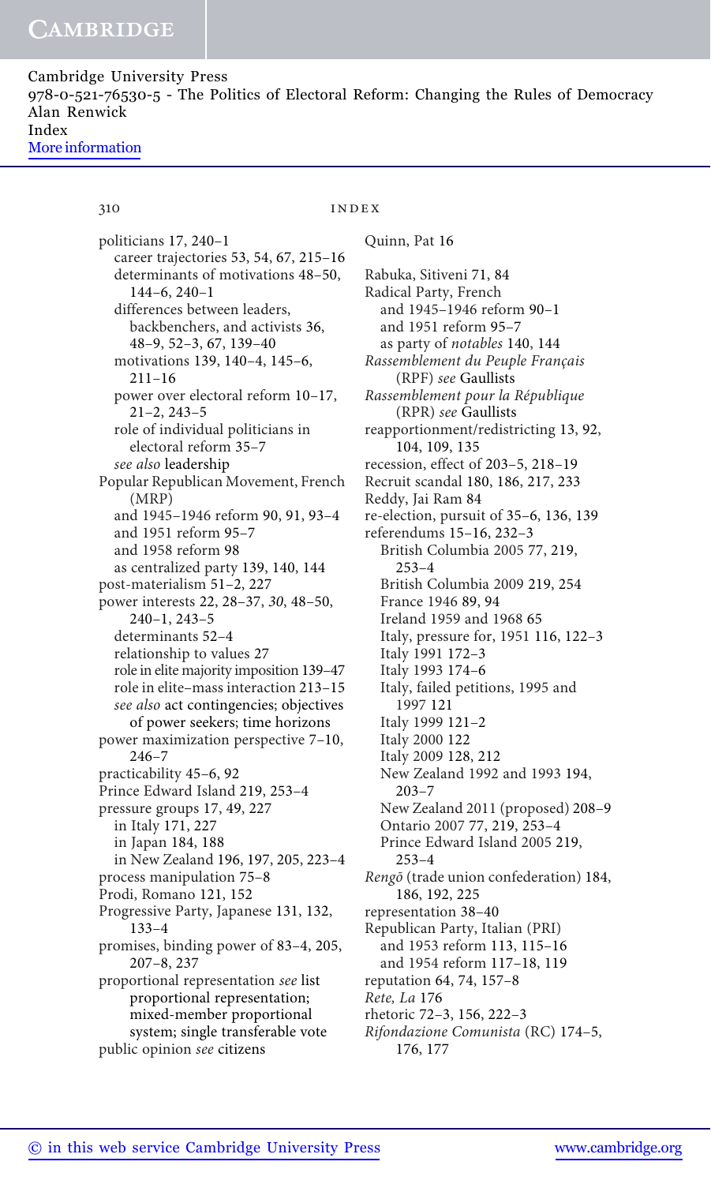politicians 17, 240–1
  career trajectories 53, 54, 67, 215–16
  determinants of motivations 48–50, 144–6, 240–1
  differences between leaders, backbenchers, and activists 36, 48–9, 52–3, 67, 139–40
  motivations 139, 140–4, 145–6, 211–16
  power over electoral reform 10–17, 21–2, 243–5
  role of individual politicians in electoral reform 35–7
  *see also* leadership
Popular Republican Movement, French (MRP)
  and 1945–1946 reform 90, 91, 93–4
  and 1951 reform 95–7
  and 1958 reform 98
  as centralized party 139, 140, 144
post-materialism 51–2, 227
power interests 22, 28–37, *30*, 48–50, 240–1, 243–5
  determinants 52–4
  relationship to values 27
  role in elite majority imposition 139–47
  role in elite–mass interaction 213–15
  *see also* act contingencies; objectives of power seekers; time horizons
power maximization perspective 7–10, 246–7
practicability 45–6, 92
Prince Edward Island 219, 253–4
pressure groups 17, 49, 227
  in Italy 171, 227
  in Japan 184, 188
  in New Zealand 196, 197, 205, 223–4
process manipulation 75–8
Prodi, Romano 121, 152
Progressive Party, Japanese 131, 132, 133–4
promises, binding power of 83–4, 205, 207–8, 237
proportional representation *see* list proportional representation; mixed-member proportional system; single transferable vote
public opinion *see* citizens

Quinn, Pat 16

Rabuka, Sitiveni 71, 84
Radical Party, French
  and 1945–1946 reform 90–1
  and 1951 reform 95–7
  as party of *notables* 140, 144
*Rassemblement du Peuple Français* (RPF) *see* Gaullists
*Rassemblement pour la République* (RPR) *see* Gaullists
reapportionment/redistricting 13, 92, 104, 109, 135
recession, effect of 203–5, 218–19
Recruit scandal 180, 186, 217, 233
Reddy, Jai Ram 84
re-election, pursuit of 35–6, 136, 139
referendums 15–16, 232–3
  British Columbia 2005 77, 219, 253–4
  British Columbia 2009 219, 254
  France 1946 89, 94
  Ireland 1959 and 1968 65
  Italy, pressure for, 1951 116, 122–3
  Italy 1991 172–3
  Italy 1993 174–6
  Italy, failed petitions, 1995 and 1997 121
  Italy 1999 121–2
  Italy 2000 122
  Italy 2009 128, 212
  New Zealand 1992 and 1993 194, 203–7
  New Zealand 2011 (proposed) 208–9
  Ontario 2007 77, 219, 253–4
  Prince Edward Island 2005 219, 253–4
*Rengō* (trade union confederation) 184, 186, 192, 225
representation 38–40
Republican Party, Italian (PRI)
  and 1953 reform 113, 115–16
  and 1954 reform 117–18, 119
reputation 64, 74, 157–8
*Rete, La* 176
rhetoric 72–3, 156, 222–3
*Rifondazione Comunista* (RC) 174–5, 176, 177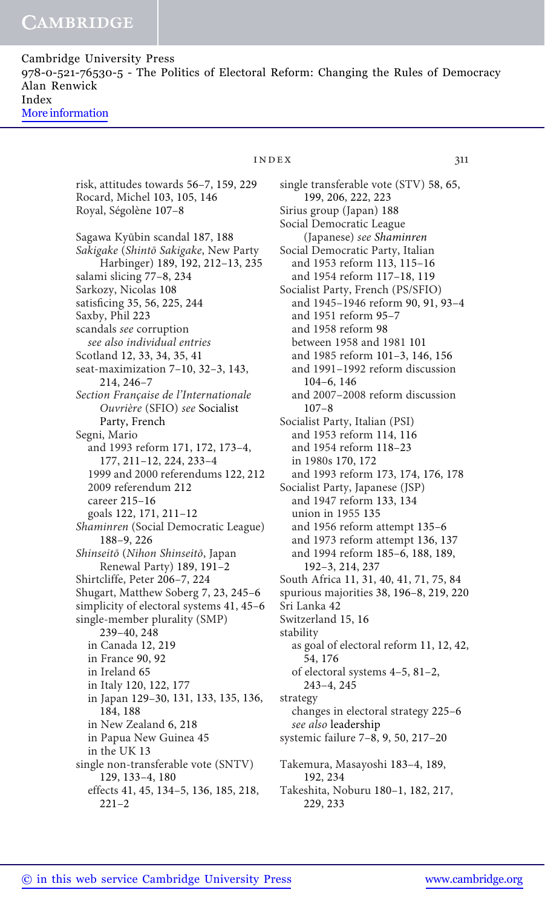risk, attitudes towards 56–7, 159, 229
Rocard, Michel 103, 105, 146
Royal, Ségolène 107–8

Sagawa Kyūbin scandal 187, 188
*Sakigake* (*Shintō Sakigake*, New Party Harbinger) 189, 192, 212–13, 235
salami slicing 77–8, 234
Sarkozy, Nicolas 108
satisficing 35, 56, 225, 244
Saxby, Phil 223
scandals *see* corruption
  *see also individual entries*
Scotland 12, 33, 34, 35, 41
seat-maximization 7–10, 32–3, 143, 214, 246–7
*Section Française de l'Internationale Ouvrière* (SFIO) *see* Socialist Party, French
Segni, Mario
  and 1993 reform 171, 172, 173–4, 177, 211–12, 224, 233–4
  1999 and 2000 referendums 122, 212
  2009 referendum 212
  career 215–16
  goals 122, 171, 211–12
*Shaminren* (Social Democratic League) 188–9, 226
*Shinseitō* (*Nihon Shinseitō*, Japan Renewal Party) 189, 191–2
Shirtcliffe, Peter 206–7, 224
Shugart, Matthew Soberg 7, 23, 245–6
simplicity of electoral systems 41, 45–6
single-member plurality (SMP) 239–40, 248
  in Canada 12, 219
  in France 90, 92
  in Ireland 65
  in Italy 120, 122, 177
  in Japan 129–30, 131, 133, 135, 136, 184, 188
  in New Zealand 6, 218
  in Papua New Guinea 45
  in the UK 13
single non-transferable vote (SNTV) 129, 133–4, 180
  effects 41, 45, 134–5, 136, 185, 218, 221–2
single transferable vote (STV) 58, 65, 199, 206, 222, 223
Sirius group (Japan) 188
Social Democratic League (Japanese) *see Shaminren*
Social Democratic Party, Italian
  and 1953 reform 113, 115–16
  and 1954 reform 117–18, 119
Socialist Party, French (PS/SFIO)
  and 1945–1946 reform 90, 91, 93–4
  and 1951 reform 95–7
  and 1958 reform 98
  between 1958 and 1981 101
  and 1985 reform 101–3, 146, 156
  and 1991–1992 reform discussion 104–6, 146
  and 2007–2008 reform discussion 107–8
Socialist Party, Italian (PSI)
  and 1953 reform 114, 116
  and 1954 reform 118–23
  in 1980s 170, 172
  and 1993 reform 173, 174, 176, 178
Socialist Party, Japanese (JSP)
  and 1947 reform 133, 134
  union in 1955 135
  and 1956 reform attempt 135–6
  and 1973 reform attempt 136, 137
  and 1994 reform 185–6, 188, 189, 192–3, 214, 237
South Africa 11, 31, 40, 41, 71, 75, 84
spurious majorities 38, 196–8, 219, 220
Sri Lanka 42
Switzerland 15, 16
stability
  as goal of electoral reform 11, 12, 42, 54, 176
  of electoral systems 4–5, 81–2, 243–4, 245
strategy
  changes in electoral strategy 225–6
  *see also* leadership
systemic failure 7–8, 9, 50, 217–20

Takemura, Masayoshi 183–4, 189, 192, 234
Takeshita, Noburu 180–1, 182, 217, 229, 233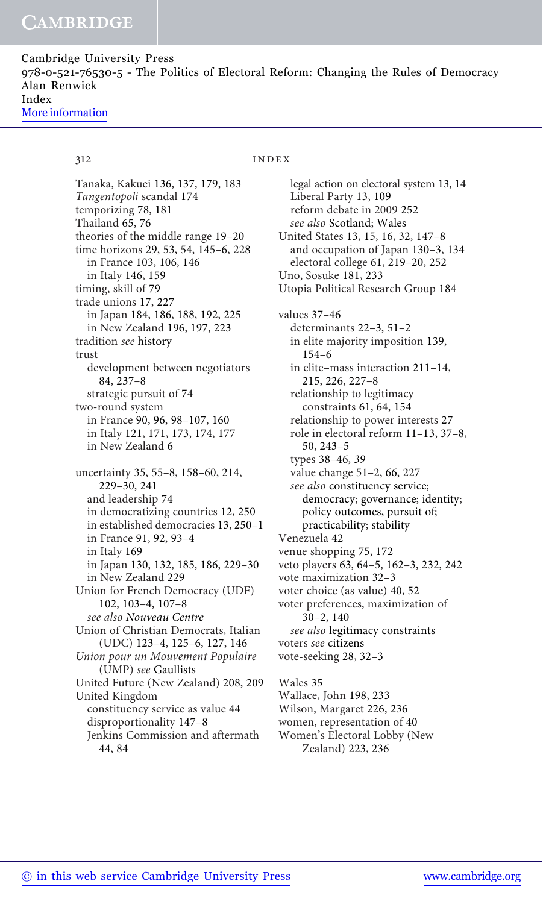Tanaka, Kakuei 136, 137, 179, 183
*Tangentopoli* scandal 174
temporizing 78, 181
Thailand 65, 76
theories of the middle range 19–20
time horizons 29, 53, 54, 145–6, 228
  in France 103, 106, 146
  in Italy 146, 159
timing, skill of 79
trade unions 17, 227
  in Japan 184, 186, 188, 192, 225
  in New Zealand 196, 197, 223
tradition *see* history
trust
  development between negotiators 84, 237–8
  strategic pursuit of 74
two-round system
  in France 90, 96, 98–107, 160
  in Italy 121, 171, 173, 174, 177
  in New Zealand 6

uncertainty 35, 55–8, 158–60, 214, 229–30, 241
  and leadership 74
  in democratizing countries 12, 250
  in established democracies 13, 250–1
  in France 91, 92, 93–4
  in Italy 169
  in Japan 130, 132, 185, 186, 229–30
  in New Zealand 229
Union for French Democracy (UDF) 102, 103–4, 107–8
  *see also Nouveau Centre*
Union of Christian Democrats, Italian (UDC) 123–4, 125–6, 127, 146
*Union pour un Mouvement Populaire* (UMP) *see* Gaullists
United Future (New Zealand) 208, 209
United Kingdom
  constituency service as value 44
  disproportionality 147–8
  Jenkins Commission and aftermath 44, 84
  legal action on electoral system 13, 14
  Liberal Party 13, 109
  reform debate in 2009 252
  *see also* Scotland; Wales
United States 13, 15, 16, 32, 147–8
  and occupation of Japan 130–3, 134
  electoral college 61, 219–20, 252
Uno, Sosuke 181, 233
Utopia Political Research Group 184

values 37–46
  determinants 22–3, 51–2
  in elite majority imposition 139, 154–6
  in elite–mass interaction 211–14, 215, 226, 227–8
  relationship to legitimacy constraints 61, 64, 154
  relationship to power interests 27
  role in electoral reform 11–13, 37–8, 50, 243–5
  types 38–46, *39*
  value change 51–2, 66, 227
  *see also* constituency service; democracy; governance; identity; policy outcomes, pursuit of; practicability; stability
Venezuela 42
venue shopping 75, 172
veto players 63, 64–5, 162–3, 232, 242
vote maximization 32–3
voter choice (as value) 40, 52
voter preferences, maximization of 30–2, 140
  *see also* legitimacy constraints
voters *see* citizens
vote-seeking 28, 32–3

Wales 35
Wallace, John 198, 233
Wilson, Margaret 226, 236
women, representation of 40
Women's Electoral Lobby (New Zealand) 223, 236